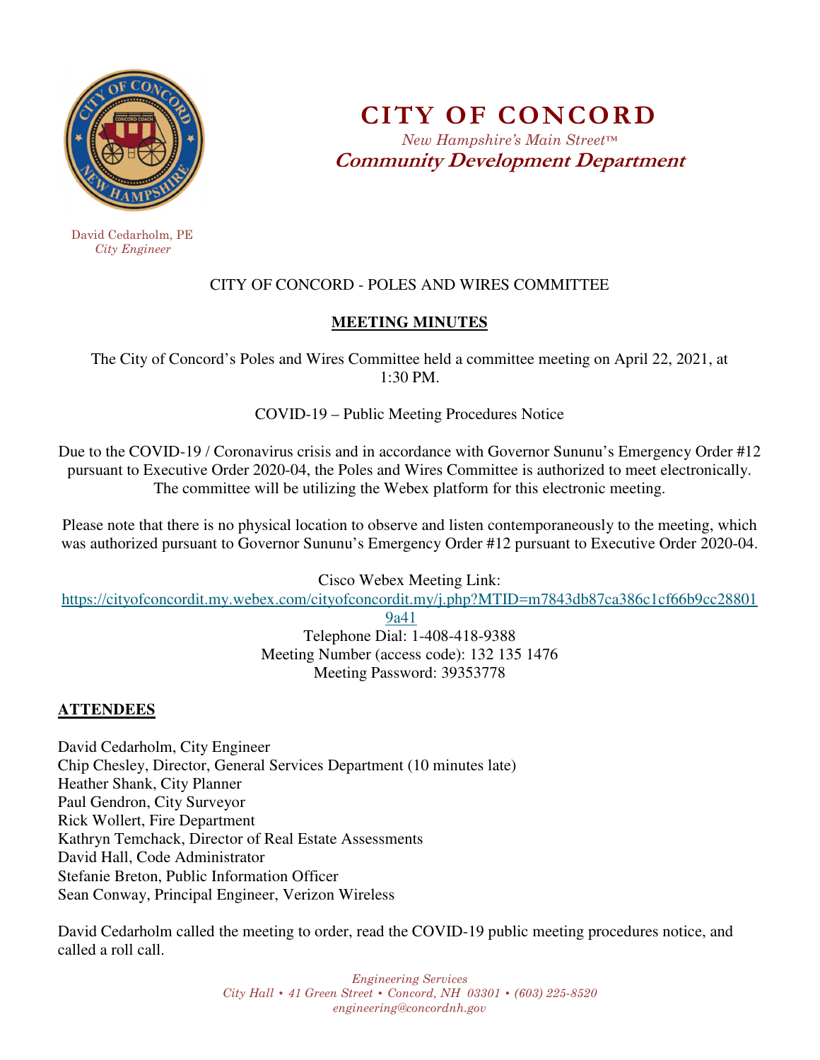# CITY OF CONCORD

*New Hampshire's Main Street™*

***Community Development Department***

David Cedarholm, PE
*City Engineer*

CITY OF CONCORD - POLES AND WIRES COMMITTEE

## MEETING MINUTES

The City of Concord's Poles and Wires Committee held a committee meeting on April 22, 2021, at 1:30 PM.

COVID-19 – Public Meeting Procedures Notice

Due to the COVID-19 / Coronavirus crisis and in accordance with Governor Sununu's Emergency Order #12 pursuant to Executive Order 2020-04, the Poles and Wires Committee is authorized to meet electronically. The committee will be utilizing the Webex platform for this electronic meeting.

Please note that there is no physical location to observe and listen contemporaneously to the meeting, which was authorized pursuant to Governor Sununu's Emergency Order #12 pursuant to Executive Order 2020-04.

Cisco Webex Meeting Link:
https://cityofconcordit.my.webex.com/cityofconcordit.my/j.php?MTID=m7843db87ca386c1cf66b9cc288019a41
Telephone Dial: 1-408-418-9388
Meeting Number (access code): 132 135 1476
Meeting Password: 39353778

## ATTENDEES

David Cedarholm, City Engineer
Chip Chesley, Director, General Services Department (10 minutes late)
Heather Shank, City Planner
Paul Gendron, City Surveyor
Rick Wollert, Fire Department
Kathryn Temchack, Director of Real Estate Assessments
David Hall, Code Administrator
Stefanie Breton, Public Information Officer
Sean Conway, Principal Engineer, Verizon Wireless

David Cedarholm called the meeting to order, read the COVID-19 public meeting procedures notice, and called a roll call.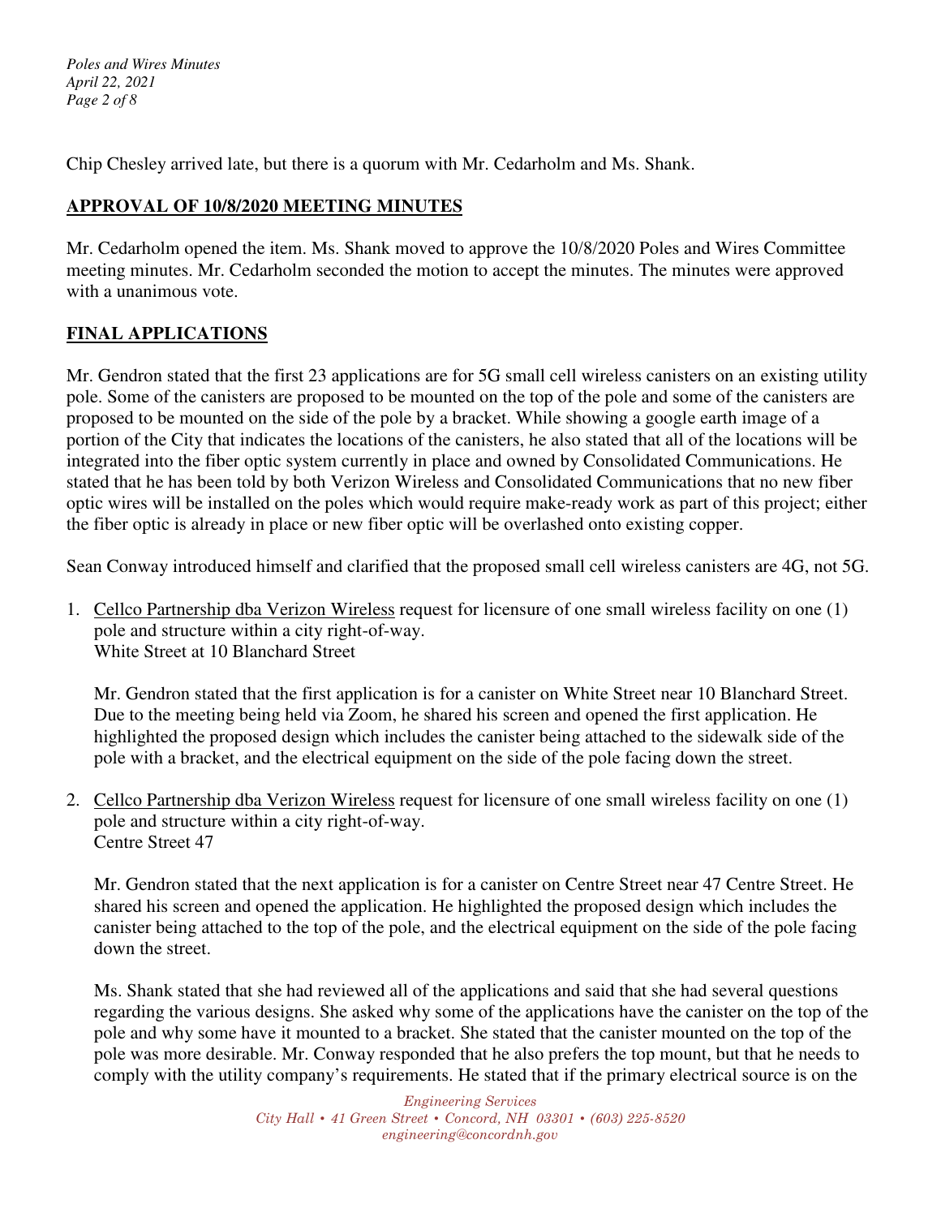Chip Chesley arrived late, but there is a quorum with Mr. Cedarholm and Ms. Shank.

## APPROVAL OF 10/8/2020 MEETING MINUTES

Mr. Cedarholm opened the item. Ms. Shank moved to approve the 10/8/2020 Poles and Wires Committee meeting minutes. Mr. Cedarholm seconded the motion to accept the minutes. The minutes were approved with a unanimous vote.

## FINAL APPLICATIONS

Mr. Gendron stated that the first 23 applications are for 5G small cell wireless canisters on an existing utility pole. Some of the canisters are proposed to be mounted on the top of the pole and some of the canisters are proposed to be mounted on the side of the pole by a bracket. While showing a google earth image of a portion of the City that indicates the locations of the canisters, he also stated that all of the locations will be integrated into the fiber optic system currently in place and owned by Consolidated Communications. He stated that he has been told by both Verizon Wireless and Consolidated Communications that no new fiber optic wires will be installed on the poles which would require make-ready work as part of this project; either the fiber optic is already in place or new fiber optic will be overlashed onto existing copper.

Sean Conway introduced himself and clarified that the proposed small cell wireless canisters are 4G, not 5G.

1. Cellco Partnership dba Verizon Wireless request for licensure of one small wireless facility on one (1) pole and structure within a city right-of-way.
   White Street at 10 Blanchard Street

   Mr. Gendron stated that the first application is for a canister on White Street near 10 Blanchard Street. Due to the meeting being held via Zoom, he shared his screen and opened the first application. He highlighted the proposed design which includes the canister being attached to the sidewalk side of the pole with a bracket, and the electrical equipment on the side of the pole facing down the street.

2. Cellco Partnership dba Verizon Wireless request for licensure of one small wireless facility on one (1) pole and structure within a city right-of-way.
   Centre Street 47

   Mr. Gendron stated that the next application is for a canister on Centre Street near 47 Centre Street. He shared his screen and opened the application. He highlighted the proposed design which includes the canister being attached to the top of the pole, and the electrical equipment on the side of the pole facing down the street.

   Ms. Shank stated that she had reviewed all of the applications and said that she had several questions regarding the various designs. She asked why some of the applications have the canister on the top of the pole and why some have it mounted to a bracket. She stated that the canister mounted on the top of the pole was more desirable. Mr. Conway responded that he also prefers the top mount, but that he needs to comply with the utility company's requirements. He stated that if the primary electrical source is on the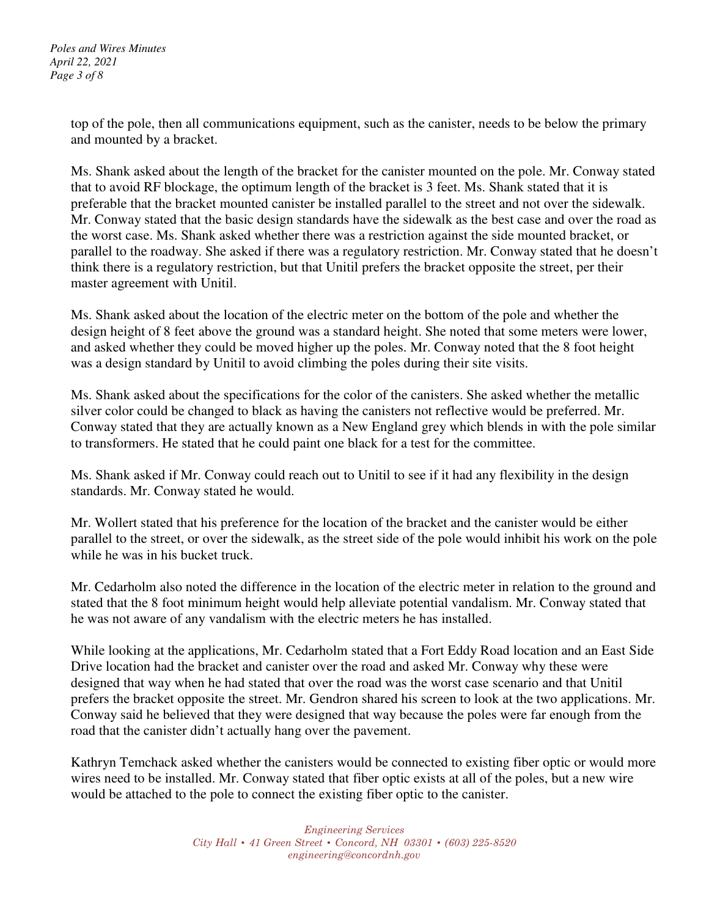top of the pole, then all communications equipment, such as the canister, needs to be below the primary and mounted by a bracket.

Ms. Shank asked about the length of the bracket for the canister mounted on the pole. Mr. Conway stated that to avoid RF blockage, the optimum length of the bracket is 3 feet. Ms. Shank stated that it is preferable that the bracket mounted canister be installed parallel to the street and not over the sidewalk. Mr. Conway stated that the basic design standards have the sidewalk as the best case and over the road as the worst case. Ms. Shank asked whether there was a restriction against the side mounted bracket, or parallel to the roadway. She asked if there was a regulatory restriction. Mr. Conway stated that he doesn't think there is a regulatory restriction, but that Unitil prefers the bracket opposite the street, per their master agreement with Unitil.

Ms. Shank asked about the location of the electric meter on the bottom of the pole and whether the design height of 8 feet above the ground was a standard height. She noted that some meters were lower, and asked whether they could be moved higher up the poles. Mr. Conway noted that the 8 foot height was a design standard by Unitil to avoid climbing the poles during their site visits.

Ms. Shank asked about the specifications for the color of the canisters. She asked whether the metallic silver color could be changed to black as having the canisters not reflective would be preferred. Mr. Conway stated that they are actually known as a New England grey which blends in with the pole similar to transformers. He stated that he could paint one black for a test for the committee.

Ms. Shank asked if Mr. Conway could reach out to Unitil to see if it had any flexibility in the design standards. Mr. Conway stated he would.

Mr. Wollert stated that his preference for the location of the bracket and the canister would be either parallel to the street, or over the sidewalk, as the street side of the pole would inhibit his work on the pole while he was in his bucket truck.

Mr. Cedarholm also noted the difference in the location of the electric meter in relation to the ground and stated that the 8 foot minimum height would help alleviate potential vandalism. Mr. Conway stated that he was not aware of any vandalism with the electric meters he has installed.

While looking at the applications, Mr. Cedarholm stated that a Fort Eddy Road location and an East Side Drive location had the bracket and canister over the road and asked Mr. Conway why these were designed that way when he had stated that over the road was the worst case scenario and that Unitil prefers the bracket opposite the street. Mr. Gendron shared his screen to look at the two applications. Mr. Conway said he believed that they were designed that way because the poles were far enough from the road that the canister didn't actually hang over the pavement.

Kathryn Temchack asked whether the canisters would be connected to existing fiber optic or would more wires need to be installed. Mr. Conway stated that fiber optic exists at all of the poles, but a new wire would be attached to the pole to connect the existing fiber optic to the canister.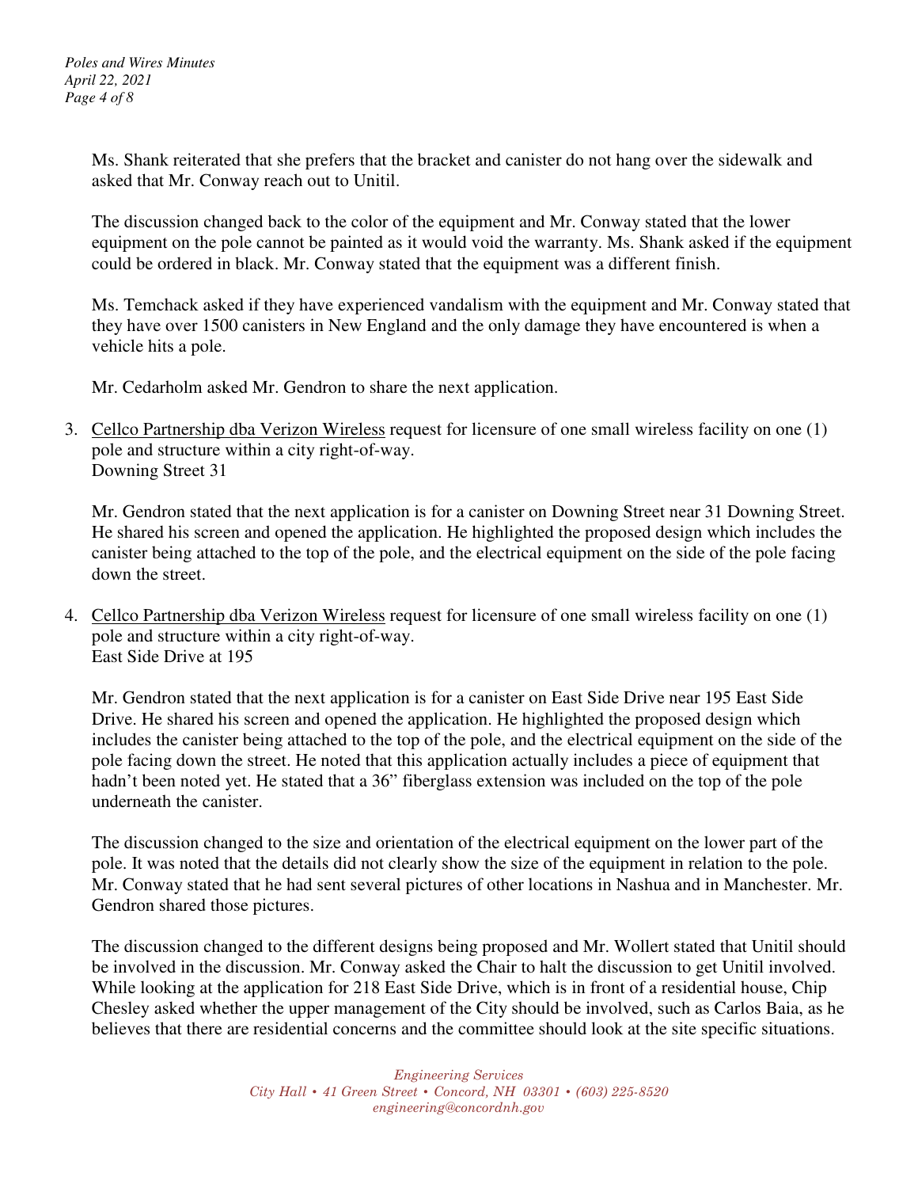Ms. Shank reiterated that she prefers that the bracket and canister do not hang over the sidewalk and asked that Mr. Conway reach out to Unitil.

The discussion changed back to the color of the equipment and Mr. Conway stated that the lower equipment on the pole cannot be painted as it would void the warranty. Ms. Shank asked if the equipment could be ordered in black. Mr. Conway stated that the equipment was a different finish.

Ms. Temchack asked if they have experienced vandalism with the equipment and Mr. Conway stated that they have over 1500 canisters in New England and the only damage they have encountered is when a vehicle hits a pole.

Mr. Cedarholm asked Mr. Gendron to share the next application.

3. Cellco Partnership dba Verizon Wireless request for licensure of one small wireless facility on one (1) pole and structure within a city right-of-way.
   Downing Street 31

   Mr. Gendron stated that the next application is for a canister on Downing Street near 31 Downing Street. He shared his screen and opened the application. He highlighted the proposed design which includes the canister being attached to the top of the pole, and the electrical equipment on the side of the pole facing down the street.

4. Cellco Partnership dba Verizon Wireless request for licensure of one small wireless facility on one (1) pole and structure within a city right-of-way.
   East Side Drive at 195

   Mr. Gendron stated that the next application is for a canister on East Side Drive near 195 East Side Drive. He shared his screen and opened the application. He highlighted the proposed design which includes the canister being attached to the top of the pole, and the electrical equipment on the side of the pole facing down the street. He noted that this application actually includes a piece of equipment that hadn't been noted yet. He stated that a 36" fiberglass extension was included on the top of the pole underneath the canister.

   The discussion changed to the size and orientation of the electrical equipment on the lower part of the pole. It was noted that the details did not clearly show the size of the equipment in relation to the pole. Mr. Conway stated that he had sent several pictures of other locations in Nashua and in Manchester. Mr. Gendron shared those pictures.

   The discussion changed to the different designs being proposed and Mr. Wollert stated that Unitil should be involved in the discussion. Mr. Conway asked the Chair to halt the discussion to get Unitil involved. While looking at the application for 218 East Side Drive, which is in front of a residential house, Chip Chesley asked whether the upper management of the City should be involved, such as Carlos Baia, as he believes that there are residential concerns and the committee should look at the site specific situations.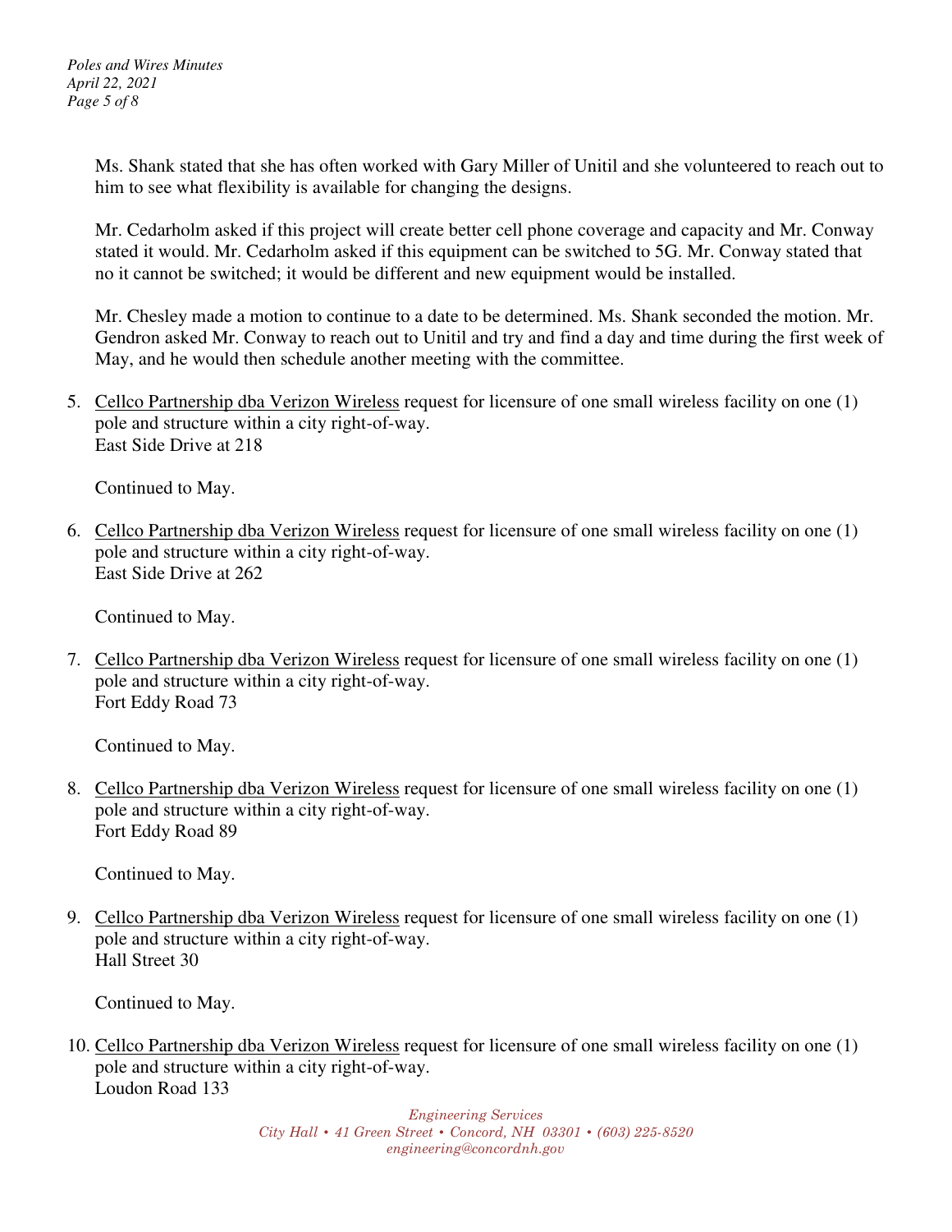Ms. Shank stated that she has often worked with Gary Miller of Unitil and she volunteered to reach out to him to see what flexibility is available for changing the designs.

Mr. Cedarholm asked if this project will create better cell phone coverage and capacity and Mr. Conway stated it would. Mr. Cedarholm asked if this equipment can be switched to 5G. Mr. Conway stated that no it cannot be switched; it would be different and new equipment would be installed.

Mr. Chesley made a motion to continue to a date to be determined. Ms. Shank seconded the motion. Mr. Gendron asked Mr. Conway to reach out to Unitil and try and find a day and time during the first week of May, and he would then schedule another meeting with the committee.

5. Cellco Partnership dba Verizon Wireless request for licensure of one small wireless facility on one (1) pole and structure within a city right-of-way.
   East Side Drive at 218

   Continued to May.

6. Cellco Partnership dba Verizon Wireless request for licensure of one small wireless facility on one (1) pole and structure within a city right-of-way.
   East Side Drive at 262

   Continued to May.

7. Cellco Partnership dba Verizon Wireless request for licensure of one small wireless facility on one (1) pole and structure within a city right-of-way.
   Fort Eddy Road 73

   Continued to May.

8. Cellco Partnership dba Verizon Wireless request for licensure of one small wireless facility on one (1) pole and structure within a city right-of-way.
   Fort Eddy Road 89

   Continued to May.

9. Cellco Partnership dba Verizon Wireless request for licensure of one small wireless facility on one (1) pole and structure within a city right-of-way.
   Hall Street 30

   Continued to May.

10. Cellco Partnership dba Verizon Wireless request for licensure of one small wireless facility on one (1) pole and structure within a city right-of-way.
    Loudon Road 133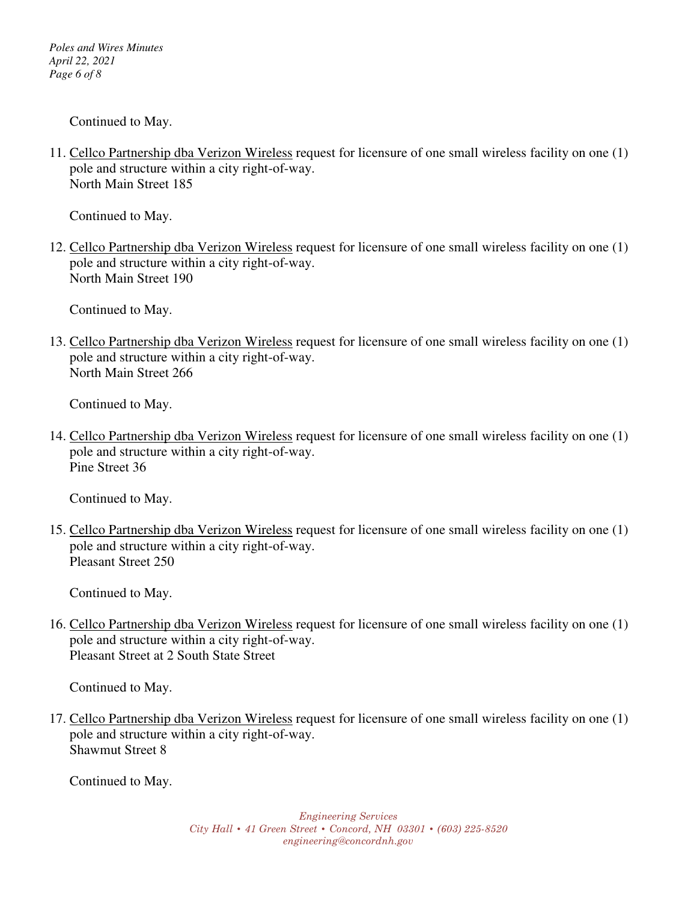Continued to May.

11. <u>Cellco Partnership dba Verizon Wireless</u> request for licensure of one small wireless facility on one (1) pole and structure within a city right-of-way.
    North Main Street 185

    Continued to May.

12. <u>Cellco Partnership dba Verizon Wireless</u> request for licensure of one small wireless facility on one (1) pole and structure within a city right-of-way.
    North Main Street 190

    Continued to May.

13. <u>Cellco Partnership dba Verizon Wireless</u> request for licensure of one small wireless facility on one (1) pole and structure within a city right-of-way.
    North Main Street 266

    Continued to May.

14. <u>Cellco Partnership dba Verizon Wireless</u> request for licensure of one small wireless facility on one (1) pole and structure within a city right-of-way.
    Pine Street 36

    Continued to May.

15. <u>Cellco Partnership dba Verizon Wireless</u> request for licensure of one small wireless facility on one (1) pole and structure within a city right-of-way.
    Pleasant Street 250

    Continued to May.

16. <u>Cellco Partnership dba Verizon Wireless</u> request for licensure of one small wireless facility on one (1) pole and structure within a city right-of-way.
    Pleasant Street at 2 South State Street

    Continued to May.

17. <u>Cellco Partnership dba Verizon Wireless</u> request for licensure of one small wireless facility on one (1) pole and structure within a city right-of-way.
    Shawmut Street 8

    Continued to May.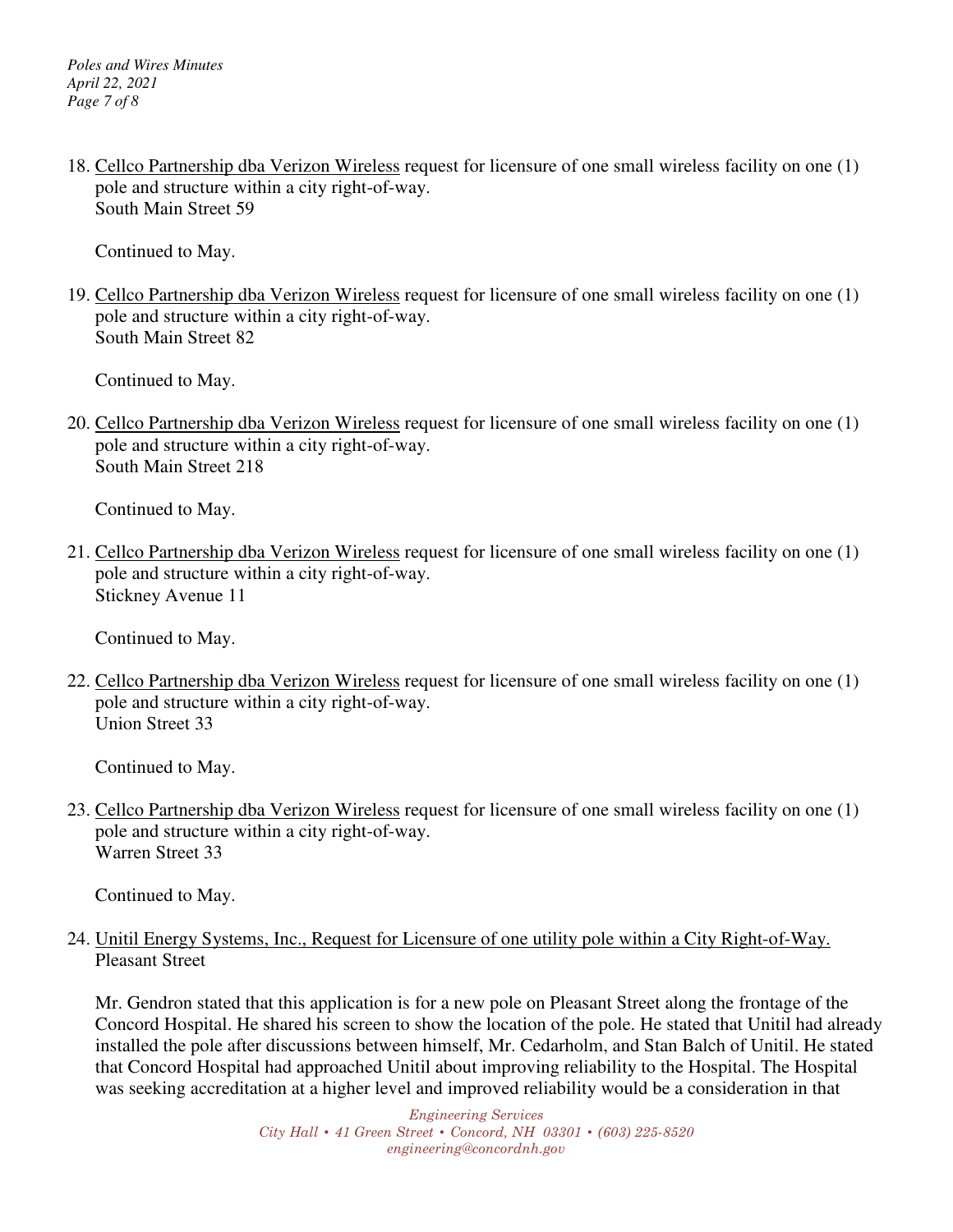18. Cellco Partnership dba Verizon Wireless request for licensure of one small wireless facility on one (1) pole and structure within a city right-of-way.
    South Main Street 59

    Continued to May.

19. Cellco Partnership dba Verizon Wireless request for licensure of one small wireless facility on one (1) pole and structure within a city right-of-way.
    South Main Street 82

    Continued to May.

20. Cellco Partnership dba Verizon Wireless request for licensure of one small wireless facility on one (1) pole and structure within a city right-of-way.
    South Main Street 218

    Continued to May.

21. Cellco Partnership dba Verizon Wireless request for licensure of one small wireless facility on one (1) pole and structure within a city right-of-way.
    Stickney Avenue 11

    Continued to May.

22. Cellco Partnership dba Verizon Wireless request for licensure of one small wireless facility on one (1) pole and structure within a city right-of-way.
    Union Street 33

    Continued to May.

23. Cellco Partnership dba Verizon Wireless request for licensure of one small wireless facility on one (1) pole and structure within a city right-of-way.
    Warren Street 33

    Continued to May.

24. Unitil Energy Systems, Inc., Request for Licensure of one utility pole within a City Right-of-Way.
    Pleasant Street

    Mr. Gendron stated that this application is for a new pole on Pleasant Street along the frontage of the Concord Hospital. He shared his screen to show the location of the pole. He stated that Unitil had already installed the pole after discussions between himself, Mr. Cedarholm, and Stan Balch of Unitil. He stated that Concord Hospital had approached Unitil about improving reliability to the Hospital. The Hospital was seeking accreditation at a higher level and improved reliability would be a consideration in that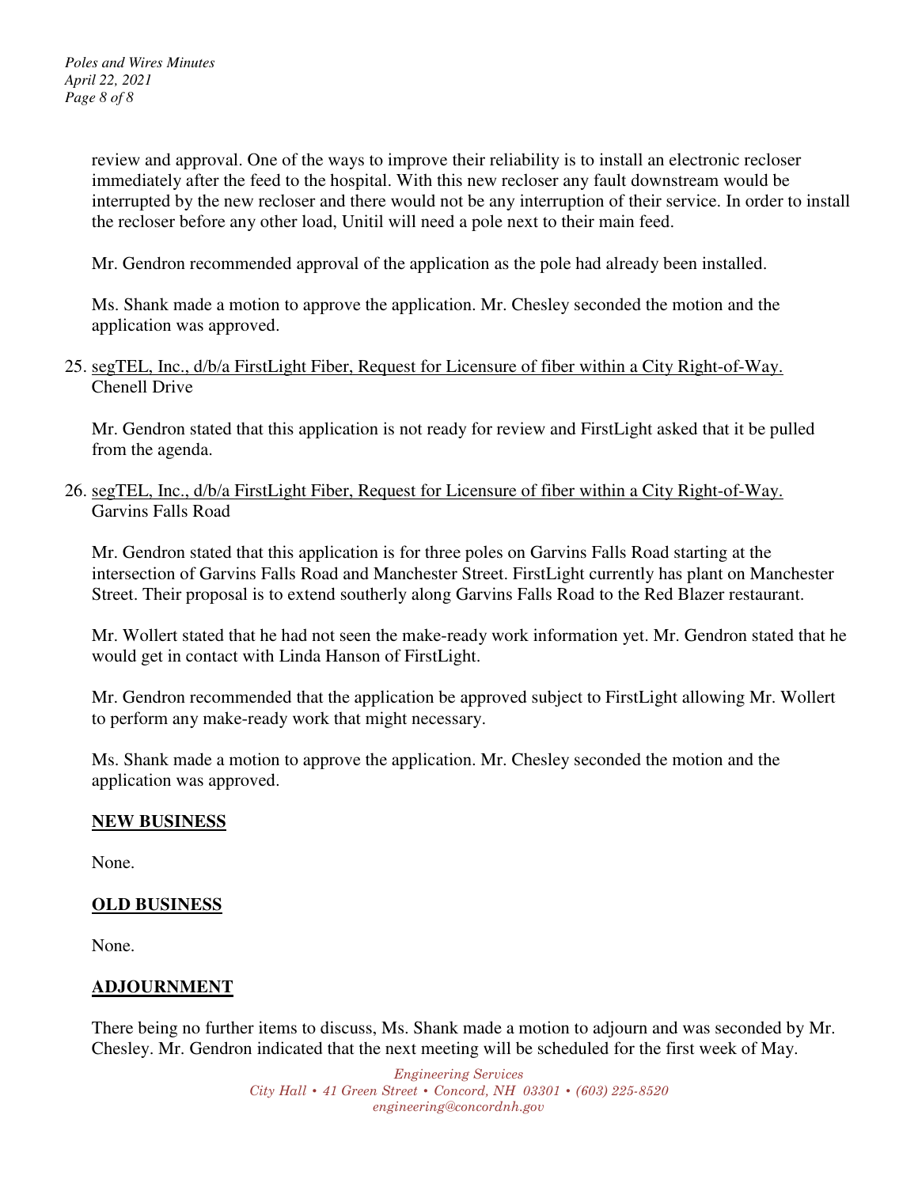review and approval. One of the ways to improve their reliability is to install an electronic recloser immediately after the feed to the hospital. With this new recloser any fault downstream would be interrupted by the new recloser and there would not be any interruption of their service. In order to install the recloser before any other load, Unitil will need a pole next to their main feed.

Mr. Gendron recommended approval of the application as the pole had already been installed.

Ms. Shank made a motion to approve the application. Mr. Chesley seconded the motion and the application was approved.

25. <u>segTEL, Inc., d/b/a FirstLight Fiber, Request for Licensure of fiber within a City Right-of-Way.</u> Chenell Drive

    Mr. Gendron stated that this application is not ready for review and FirstLight asked that it be pulled from the agenda.

26. <u>segTEL, Inc., d/b/a FirstLight Fiber, Request for Licensure of fiber within a City Right-of-Way.</u> Garvins Falls Road

    Mr. Gendron stated that this application is for three poles on Garvins Falls Road starting at the intersection of Garvins Falls Road and Manchester Street. FirstLight currently has plant on Manchester Street. Their proposal is to extend southerly along Garvins Falls Road to the Red Blazer restaurant.

    Mr. Wollert stated that he had not seen the make-ready work information yet. Mr. Gendron stated that he would get in contact with Linda Hanson of FirstLight.

    Mr. Gendron recommended that the application be approved subject to FirstLight allowing Mr. Wollert to perform any make-ready work that might necessary.

    Ms. Shank made a motion to approve the application. Mr. Chesley seconded the motion and the application was approved.

## NEW BUSINESS

None.

## OLD BUSINESS

None.

## ADJOURNMENT

There being no further items to discuss, Ms. Shank made a motion to adjourn and was seconded by Mr. Chesley. Mr. Gendron indicated that the next meeting will be scheduled for the first week of May.